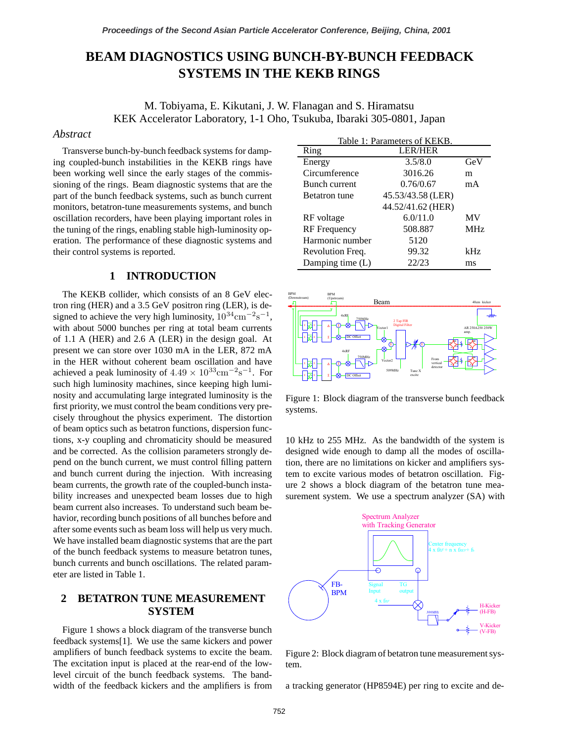# BEAM DIAGNOSTICS USING BUNCH-BY-BUNCH FEEDBACK SYSTEMS IN THE KEKB RINGS

M. Tobiyama, E. Kikutani, J. W. Flanagan and S. Hiramatsu
KEK Accelerator Laboratory, 1-1 Oho, Tsukuba, Ibaraki 305-0801, Japan

## Abstract

Transverse bunch-by-bunch feedback systems for damping coupled-bunch instabilities in the KEKB rings have been working well since the early stages of the commissioning of the rings. Beam diagnostic systems that are the part of the bunch feedback systems, such as bunch current monitors, betatron-tune measurements systems, and bunch oscillation recorders, have been playing important roles in the tuning of the rings, enabling stable high-luminosity operation. The performance of these diagnostic systems and their control systems is reported.

## 1 INTRODUCTION

The KEKB collider, which consists of an 8 GeV electron ring (HER) and a 3.5 GeV positron ring (LER), is designed to achieve the very high luminosity, $10^{34}\mathrm{cm}^{-2}\mathrm{s}^{-1}$, with about 5000 bunches per ring at total beam currents of 1.1 A (HER) and 2.6 A (LER) in the design goal. At present we can store over 1030 mA in the LER, 872 mA in the HER without coherent beam oscillation and have achieved a peak luminosity of $4.49 \times 10^{33}\mathrm{cm}^{-2}\mathrm{s}^{-1}$. For such high luminosity machines, since keeping high luminosity and accumulating large integrated luminosity is the first priority, we must control the beam conditions very precisely throughout the physics experiment. The distortion of beam optics such as betatron functions, dispersion functions, x-y coupling and chromaticity should be measured and be corrected. As the collision parameters strongly depend on the bunch current, we must control filling pattern and bunch current during the injection. With increasing beam currents, the growth rate of the coupled-bunch instability increases and unexpected beam losses due to high beam current also increases. To understand such beam behavior, recording bunch positions of all bunches before and after some events such as beam loss will help us very much. We have installed beam diagnostic systems that are the part of the bunch feedback systems to measure betatron tunes, bunch currents and bunch oscillations. The related parameter are listed in Table 1.

Table 1: Parameters of KEKB.

| Ring | LER/HER | |
|---|---|---|
| Energy | 3.5/8.0 | GeV |
| Circumference | 3016.26 | m |
| Bunch current | 0.76/0.67 | mA |
| Betatron tune | 45.53/43.58 (LER) | |
| | 44.52/41.62 (HER) | |
| RF voltage | 6.0/11.0 | MV |
| RF Frequency | 508.887 | MHz |
| Harmonic number | 5120 | |
| Revolution Freq. | 99.32 | kHz |
| Damping time (L) | 22/23 | ms |

## 2 BETATRON TUNE MEASUREMENT SYSTEM

Figure 1 shows a block diagram of the transverse bunch feedback systems[1]. We use the same kickers and power amplifiers of bunch feedback systems to excite the beam. The excitation input is placed at the rear-end of the low-level circuit of the bunch feedback systems. The bandwidth of the feedback kickers and the amplifiers is from 10 kHz to 255 MHz. As the bandwidth of the system is designed wide enough to damp all the modes of oscillation, there are no limitations on kicker and amplifiers system to excite various modes of betatron oscillation. Figure 2 shows a block diagram of the betatron tune measurement system. We use a spectrum analyzer (SA) with a tracking generator (HP8594E) per ring to excite and de-

Figure 1: Block diagram of the transverse bunch feedback systems.

Figure 2: Block diagram of betatron tune measurement system.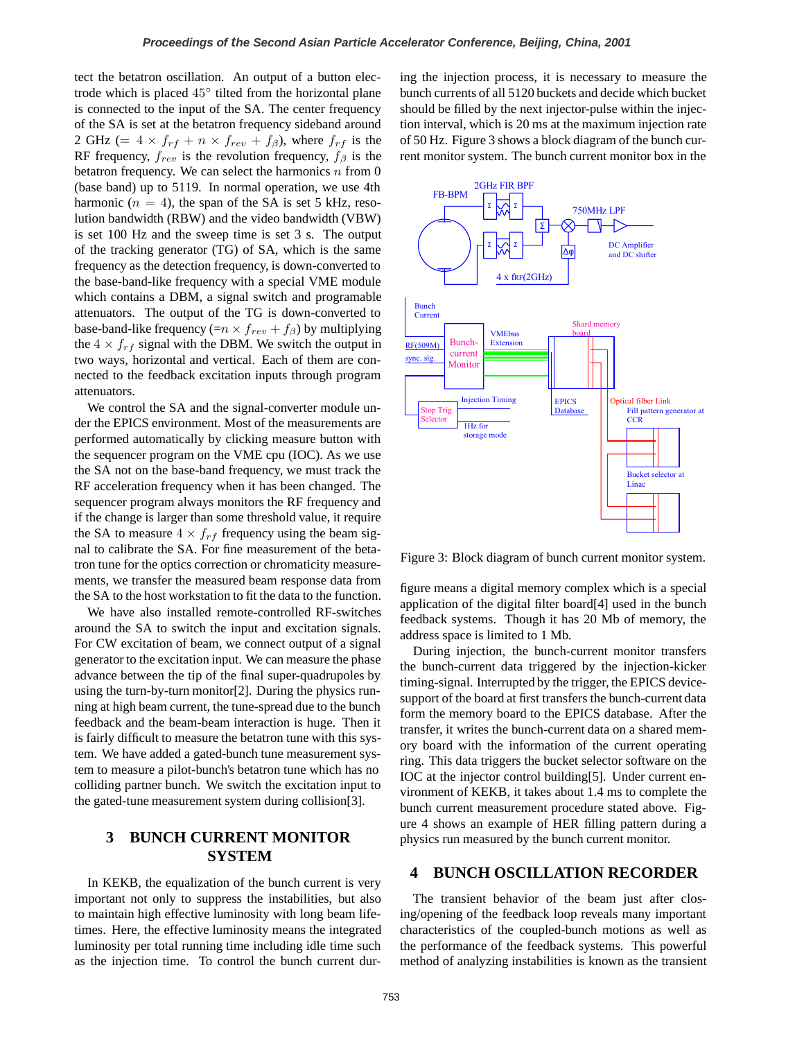tect the betatron oscillation. An output of a button electrode which is placed 45° tilted from the horizontal plane is connected to the input of the SA. The center frequency of the SA is set at the betatron frequency sideband around 2 GHz (= $4 \times f_{rf} + n \times f_{rev} + f_{\beta}$), where $f_{rf}$ is the RF frequency, $f_{rev}$ is the revolution frequency, $f_{\beta}$ is the betatron frequency. We can select the harmonics $n$ from 0 (base band) up to 5119. In normal operation, we use 4th harmonic ($n = 4$), the span of the SA is set 5 kHz, resolution bandwidth (RBW) and the video bandwidth (VBW) is set 100 Hz and the sweep time is set 3 s. The output of the tracking generator (TG) of SA, which is the same frequency as the detection frequency, is down-converted to the base-band-like frequency with a special VME module which contains a DBM, a signal switch and programable attenuators. The output of the TG is down-converted to base-band-like frequency (=$n \times f_{rev} + f_{\beta}$) by multiplying the $4 \times f_{rf}$ signal with the DBM. We switch the output in two ways, horizontal and vertical. Each of them are connected to the feedback excitation inputs through program attenuators.

We control the SA and the signal-converter module under the EPICS environment. Most of the measurements are performed automatically by clicking measure button with the sequencer program on the VME cpu (IOC). As we use the SA not on the base-band frequency, we must track the RF acceleration frequency when it has been changed. The sequencer program always monitors the RF frequency and if the change is larger than some threshold value, it require the SA to measure $4 \times f_{rf}$ frequency using the beam signal to calibrate the SA. For fine measurement of the betatron tune for the optics correction or chromaticity measurements, we transfer the measured beam response data from the SA to the host workstation to fit the data to the function.

We have also installed remote-controlled RF-switches around the SA to switch the input and excitation signals. For CW excitation of beam, we connect output of a signal generator to the excitation input. We can measure the phase advance between the tip of the final super-quadrupoles by using the turn-by-turn monitor[2]. During the physics running at high beam current, the tune-spread due to the bunch feedback and the beam-beam interaction is huge. Then it is fairly difficult to measure the betatron tune with this system. We have added a gated-bunch tune measurement system to measure a pilot-bunch's betatron tune which has no colliding partner bunch. We switch the excitation input to the gated-tune measurement system during collision[3].

## 3 BUNCH CURRENT MONITOR SYSTEM

In KEKB, the equalization of the bunch current is very important not only to suppress the instabilities, but also to maintain high effective luminosity with long beam lifetimes. Here, the effective luminosity means the integrated luminosity per total running time including idle time such as the injection time. To control the bunch current during the injection process, it is necessary to measure the bunch currents of all 5120 buckets and decide which bucket should be filled by the next injector-pulse within the injection interval, which is 20 ms at the maximum injection rate of 50 Hz. Figure 3 shows a block diagram of the bunch current monitor system. The bunch current monitor box in the figure means a digital memory complex which is a special application of the digital filter board[4] used in the bunch feedback systems. Though it has 20 Mb of memory, the address space is limited to 1 Mb.

Figure 3: Block diagram of bunch current monitor system.

During injection, the bunch-current monitor transfers the bunch-current data triggered by the injection-kicker timing-signal. Interrupted by the trigger, the EPICS device-support of the board at first transfers the bunch-current data form the memory board to the EPICS database. After the transfer, it writes the bunch-current data on a shared memory board with the information of the current operating ring. This data triggers the bucket selector software on the IOC at the injector control building[5]. Under current environment of KEKB, it takes about 1.4 ms to complete the bunch current measurement procedure stated above. Figure 4 shows an example of HER filling pattern during a physics run measured by the bunch current monitor.

## 4 BUNCH OSCILLATION RECORDER

The transient behavior of the beam just after closing/opening of the feedback loop reveals many important characteristics of the coupled-bunch motions as well as the performance of the feedback systems. This powerful method of analyzing instabilities is known as the transient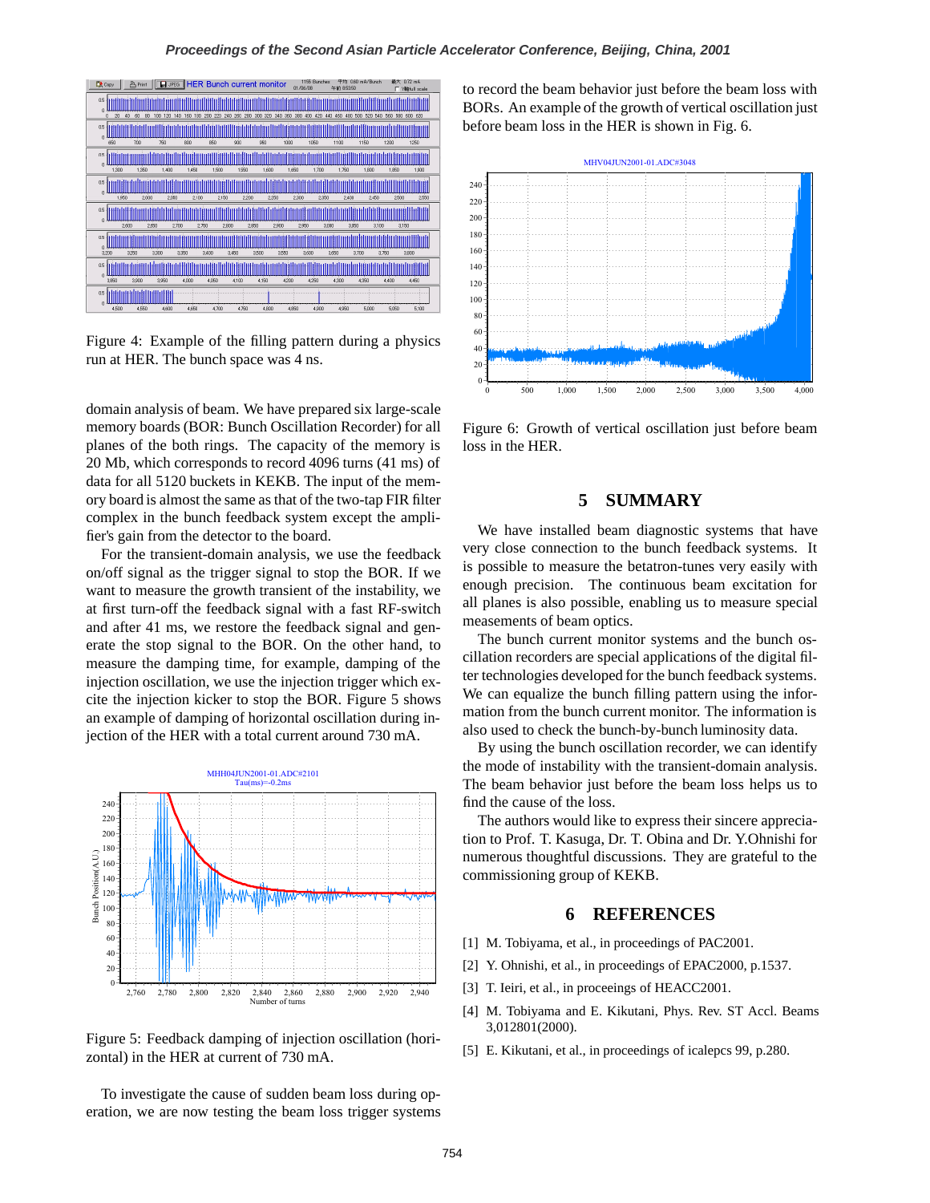HER Bunch current monitor

Figure 4: Example of the filling pattern during a physics run at HER. The bunch space was 4 ns.

domain analysis of beam. We have prepared six large-scale memory boards (BOR: Bunch Oscillation Recorder) for all planes of the both rings. The capacity of the memory is 20 Mb, which corresponds to record 4096 turns (41 ms) of data for all 5120 buckets in KEKB. The input of the memory board is almost the same as that of the two-tap FIR filter complex in the bunch feedback system except the amplifier's gain from the detector to the board.

For the transient-domain analysis, we use the feedback on/off signal as the trigger signal to stop the BOR. If we want to measure the growth transient of the instability, we at first turn-off the feedback signal with a fast RF-switch and after 41 ms, we restore the feedback signal and generate the stop signal to the BOR. On the other hand, to measure the damping time, for example, damping of the injection oscillation, we use the injection trigger which excite the injection kicker to stop the BOR. Figure 5 shows an example of damping of horizontal oscillation during injection of the HER with a total current around 730 mA.

MHH04JUN2001-01.ADC#2101
Tau(ms)=-0.2ms
Bunch Position(A.U.)
Number of turns

Figure 5: Feedback damping of injection oscillation (horizontal) in the HER at current of 730 mA.

To investigate the cause of sudden beam loss during operation, we are now testing the beam loss trigger systems to record the beam behavior just before the beam loss with BORs. An example of the growth of vertical oscillation just before beam loss in the HER is shown in Fig. 6.

MHV04JUN2001-01.ADC#3048

Figure 6: Growth of vertical oscillation just before beam loss in the HER.

## 5 SUMMARY

We have installed beam diagnostic systems that have very close connection to the bunch feedback systems. It is possible to measure the betatron-tunes very easily with enough precision. The continuous beam excitation for all planes is also possible, enabling us to measure special measements of beam optics.

The bunch current monitor systems and the bunch oscillation recorders are special applications of the digital filter technologies developed for the bunch feedback systems. We can equalize the bunch filling pattern using the information from the bunch current monitor. The information is also used to check the bunch-by-bunch luminosity data.

By using the bunch oscillation recorder, we can identify the mode of instability with the transient-domain analysis. The beam behavior just before the beam loss helps us to find the cause of the loss.

The authors would like to express their sincere appreciation to Prof. T. Kasuga, Dr. T. Obina and Dr. Y.Ohnishi for numerous thoughtful discussions. They are grateful to the commissioning group of KEKB.

## 6 REFERENCES

[1] M. Tobiyama, et al., in proceedings of PAC2001.

[2] Y. Ohnishi, et al., in proceedings of EPAC2000, p.1537.

[3] T. Ieiri, et al., in proceeings of HEACC2001.

[4] M. Tobiyama and E. Kikutani, Phys. Rev. ST Accl. Beams 3,012801(2000).

[5] E. Kikutani, et al., in proceedings of icalepcs 99, p.280.